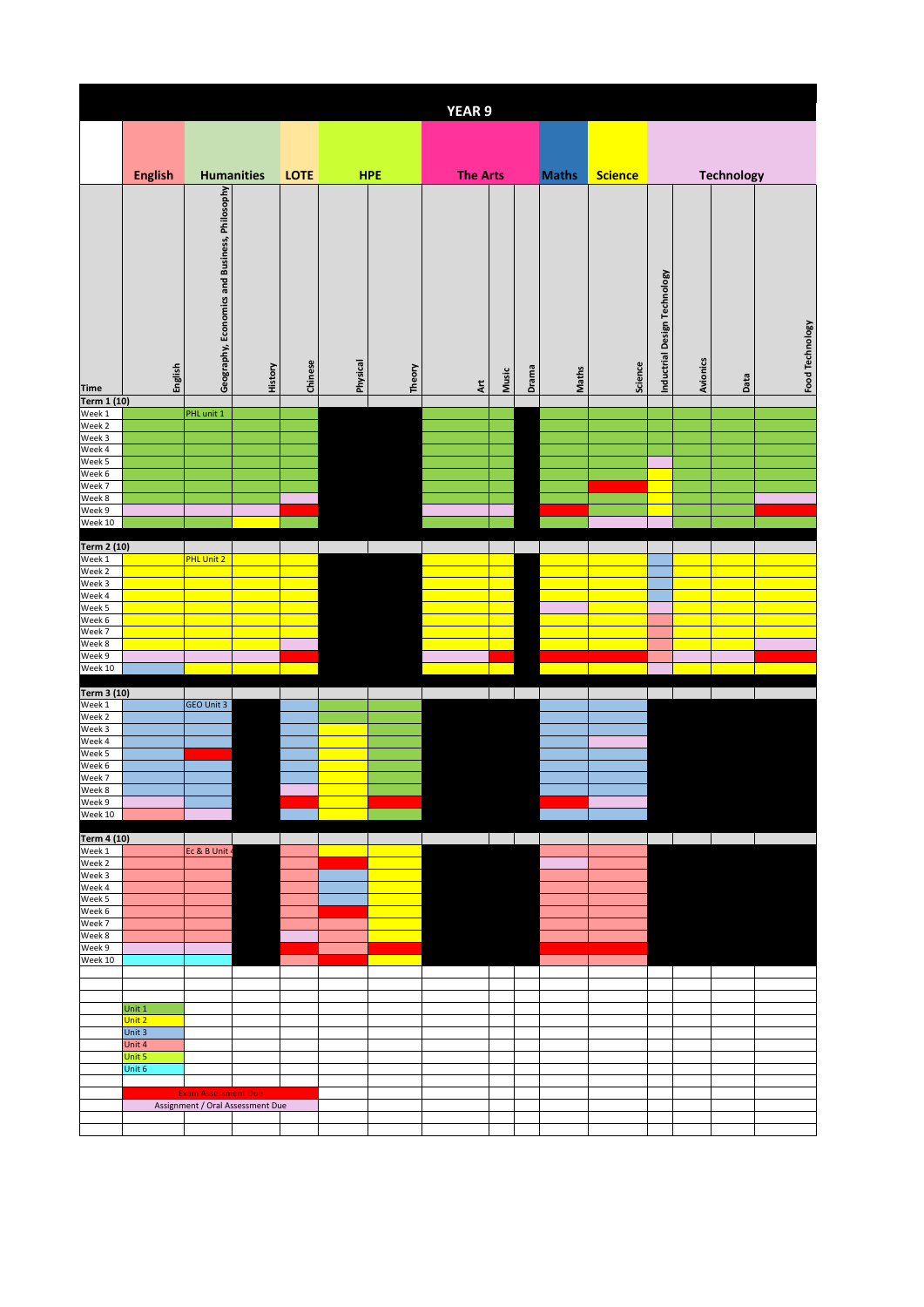# YEAR 9

| Time | English | Humanities | | LOTE | HPE | | The Arts | | | Maths | Science | Technology | | | |
|---|---|---|---|---|---|---|---|---|---|---|---|---|---|---|---|
| | English | Geography, Economics and Business, Philosophy | History | Chinese | Physical | Theory | Art | Music | Drama | Maths | Science | Inductrial Design Technology | Avionics | Data | Food Technology |
| **Term 1 (10)** | | | | | | | | | | | | | | | |
| Week 1 | | PHL unit 1 | | | | | | | | | | | | | |
| Week 2 | | | | | | | | | | | | | | | |
| Week 3 | | | | | | | | | | | | | | | |
| Week 4 | | | | | | | | | | | | | | | |
| Week 5 | | | | | | | | | | | | | | | |
| Week 6 | | | | | | | | | | | | | | | |
| Week 7 | | | | | | | | | | | | | | | |
| Week 8 | | | | | | | | | | | | | | | |
| Week 9 | | | | | | | | | | | | | | | |
| Week 10 | | | | | | | | | | | | | | | |
| **Term 2 (10)** | | | | | | | | | | | | | | | |
| Week 1 | | PHL Unit 2 | | | | | | | | | | | | | |
| Week 2 | | | | | | | | | | | | | | | |
| Week 3 | | | | | | | | | | | | | | | |
| Week 4 | | | | | | | | | | | | | | | |
| Week 5 | | | | | | | | | | | | | | | |
| Week 6 | | | | | | | | | | | | | | | |
| Week 7 | | | | | | | | | | | | | | | |
| Week 8 | | | | | | | | | | | | | | | |
| Week 9 | | | | | | | | | | | | | | | |
| Week 10 | | | | | | | | | | | | | | | |
| **Term 3 (10)** | | | | | | | | | | | | | | | |
| Week 1 | | GEO Unit 3 | | | | | | | | | | | | | |
| Week 2 | | | | | | | | | | | | | | | |
| Week 3 | | | | | | | | | | | | | | | |
| Week 4 | | | | | | | | | | | | | | | |
| Week 5 | | | | | | | | | | | | | | | |
| Week 6 | | | | | | | | | | | | | | | |
| Week 7 | | | | | | | | | | | | | | | |
| Week 8 | | | | | | | | | | | | | | | |
| Week 9 | | | | | | | | | | | | | | | |
| Week 10 | | | | | | | | | | | | | | | |
| **Term 4 (10)** | | | | | | | | | | | | | | | |
| Week 1 | | Ec & B Unit 4 | | | | | | | | | | | | | |
| Week 2 | | | | | | | | | | | | | | | |
| Week 3 | | | | | | | | | | | | | | | |
| Week 4 | | | | | | | | | | | | | | | |
| Week 5 | | | | | | | | | | | | | | | |
| Week 6 | | | | | | | | | | | | | | | |
| Week 7 | | | | | | | | | | | | | | | |
| Week 8 | | | | | | | | | | | | | | | |
| Week 9 | | | | | | | | | | | | | | | |
| Week 10 | | | | | | | | | | | | | | | |

**Key:**

- Unit 1
- Unit 2
- Unit 3
- Unit 4
- Unit 5
- Unit 6

- Exam Assessment Due
- Assignment / Oral Assessment Due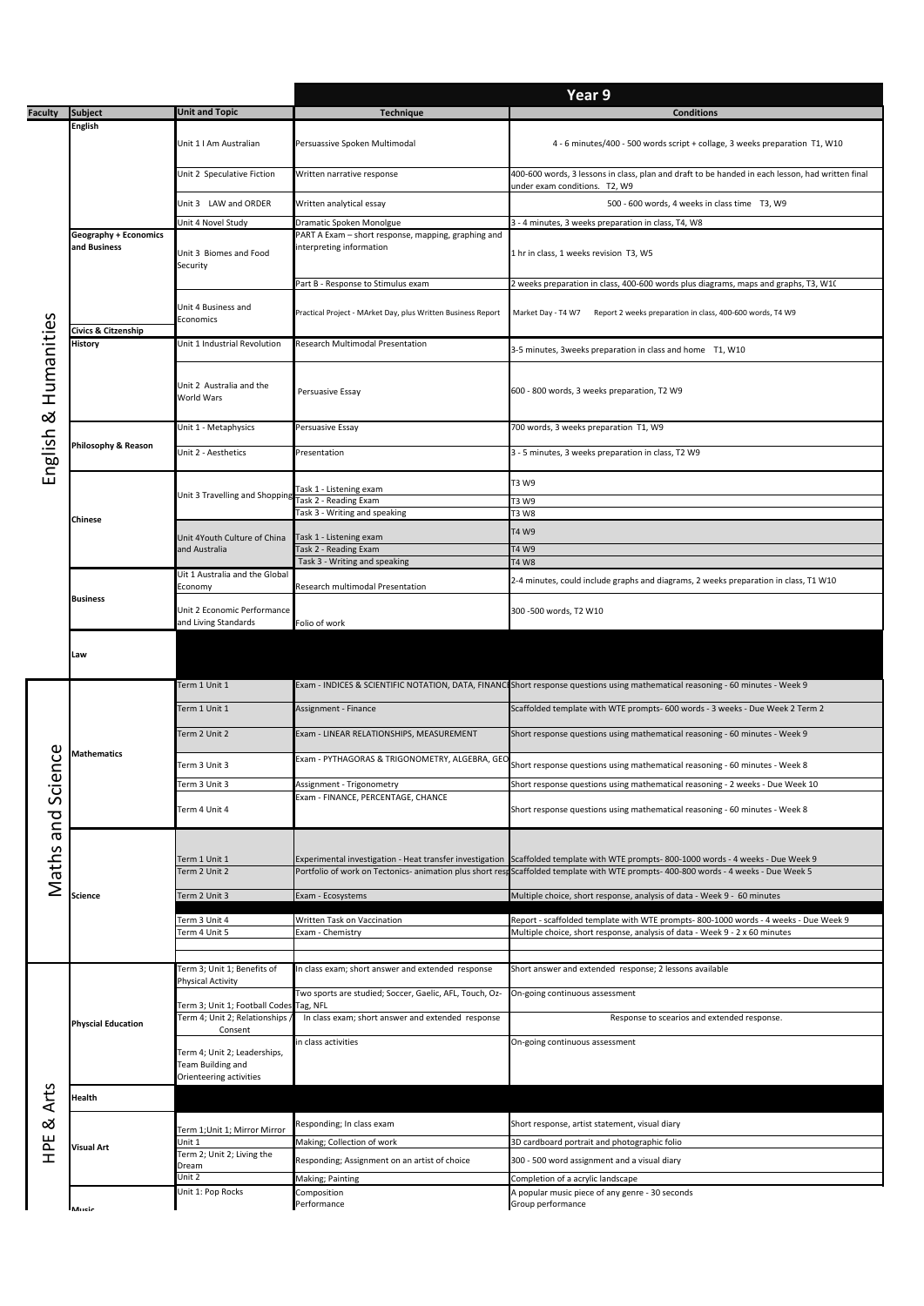| Faculty | Subject | Unit and Topic | Year 9 Technique | Year 9 Conditions |
|---|---|---|---|---|
| English & Humanities | English | Unit 1 I Am Australian | Persuassive Spoken Multimodal | 4 - 6 minutes/400 - 500 words script + collage, 3 weeks preparation T1, W10 |
| | | Unit 2 Speculative Fiction | Written narrative response | 400-600 words, 3 lessons in class, plan and draft to be handed in each lesson, had written final under exam conditions. T2, W9 |
| | | Unit 3 LAW and ORDER | Written analytical essay | 500 - 600 words, 4 weeks in class time T3, W9 |
| | | Unit 4 Novel Study | Dramatic Spoken Monolgue | 3 - 4 minutes, 3 weeks preparation in class, T4, W8 |
| | Geography + Economics and Business | Unit 3 Biomes and Food Security | PART A Exam – short response, mapping, graphing and interpreting information | 1 hr in class, 1 weeks revision T3, W5 |
| | | | Part B - Response to Stimulus exam | 2 weeks preparation in class, 400-600 words plus diagrams, maps and graphs, T3, W10 |
| | | Unit 4 Business and Economics | Practical Project - MArket Day, plus Written Business Report | Market Day - T4 W7 Report 2 weeks preparation in class, 400-600 words, T4 W9 |
| | Civics & Citzenship | | | |
| | History | Unit 1 Industrial Revolution | Research Multimodal Presentation | 3-5 minutes, 3weeks preparation in class and home T1, W10 |
| | | Unit 2 Australia and the World Wars | Persuasive Essay | 600 - 800 words, 3 weeks preparation, T2 W9 |
| | Philosophy & Reason | Unit 1 - Metaphysics | Persuasive Essay | 700 words, 3 weeks preparation T1, W9 |
| | | Unit 2 - Aesthetics | Presentation | 3 - 5 minutes, 3 weeks preparation in class, T2 W9 |
| | Chinese | Unit 3 Travelling and Shopping | Task 1 - Listening exam | T3 W9 |
| | | | Task 2 - Reading Exam | T3 W9 |
| | | | Task 3 - Writing and speaking | T3 W8 |
| | | Unit 4Youth Culture of China and Australia | Task 1 - Listening exam | T4 W9 |
| | | | Task 2 - Reading Exam | T4 W9 |
| | | | Task 3 - Writing and speaking | T4 W8 |
| | Business | Uit 1 Australia and the Global Economy | Research multimodal Presentation | 2-4 minutes, could include graphs and diagrams, 2 weeks preparation in class, T1 W10 |
| | | Unit 2 Economic Performance and Living Standards | Folio of work | 300 -500 words, T2 W10 |
| | Law | | | |
| Maths and Science | Mathematics | Term 1 Unit 1 | Exam - INDICES & SCIENTIFIC NOTATION, DATA, FINANCI | Short response questions using mathematical reasoning - 60 minutes - Week 9 |
| | | Term 1 Unit 1 | Assignment - Finance | Scaffolded template with WTE prompts- 600 words - 3 weeks - Due Week 2 Term 2 |
| | | Term 2 Unit 2 | Exam - LINEAR RELATIONSHIPS, MEASUREMENT | Short response questions using mathematical reasoning - 60 minutes - Week 9 |
| | | Term 3 Unit 3 | Exam - PYTHAGORAS & TRIGONOMETRY, ALGEBRA, GEO | Short response questions using mathematical reasoning - 60 minutes - Week 8 |
| | | Term 3 Unit 3 | Assignment - Trigonometry | Short response questions using mathematical reasoning - 2 weeks - Due Week 10 |
| | | Term 4 Unit 4 | Exam - FINANCE, PERCENTAGE, CHANCE | Short response questions using mathematical reasoning - 60 minutes - Week 8 |
| | Science | Term 1 Unit 1 | Experimental investigation - Heat transfer investigation | Scaffolded template with WTE prompts- 800-1000 words - 4 weeks - Due Week 9 |
| | | Term 2 Unit 2 | Portfolio of work on Tectonics- animation plus short resp | Scaffolded template with WTE prompts- 400-800 words - 4 weeks - Due Week 5 |
| | | Term 2 Unit 3 | Exam - Ecosystems | Multiple choice, short response, analysis of data - Week 9 - 60 minutes |
| | | Term 3 Unit 4 | Written Task on Vaccination | Report - scaffolded template with WTE prompts- 800-1000 words - 4 weeks - Due Week 9 |
| | | Term 4 Unit 5 | Exam - Chemistry | Multiple choice, short response, analysis of data - Week 9 - 2 x 60 minutes |
| HPE & Arts | Physcial Education | Term 3; Unit 1; Benefits of Physical Activity | In class exam; short answer and extended response | Short answer and extended response; 2 lessons available |
| | | Term 3; Unit 1; Football Codes | Two sports are studied; Soccer, Gaelic, AFL, Touch, Oz-Tag, NFL | On-going continuous assessment |
| | | Term 4; Unit 2; Relationships / Consent | In class exam; short answer and extended response | Response to scearios and extended response. |
| | | Term 4; Unit 2; Leaderships, Team Building and Orienteering activities | in class activities | On-going continuous assessment |
| | Health | | | |
| | Visual Art | Term 1;Unit 1; Mirror Mirror | Responding; In class exam | Short response, artist statement, visual diary |
| | | Unit 1 | Making; Collection of work | 3D cardboard portrait and photographic folio |
| | | Term 2; Unit 2; Living the Dream | Responding; Assignment on an artist of choice | 300 - 500 word assignment and a visual diary |
| | | Unit 2 | Making; Painting | Completion of a acrylic landscape |
| | Music | Unit 1: Pop Rocks | Composition | A popular music piece of any genre - 30 seconds |
| | | | Performance | Group performance |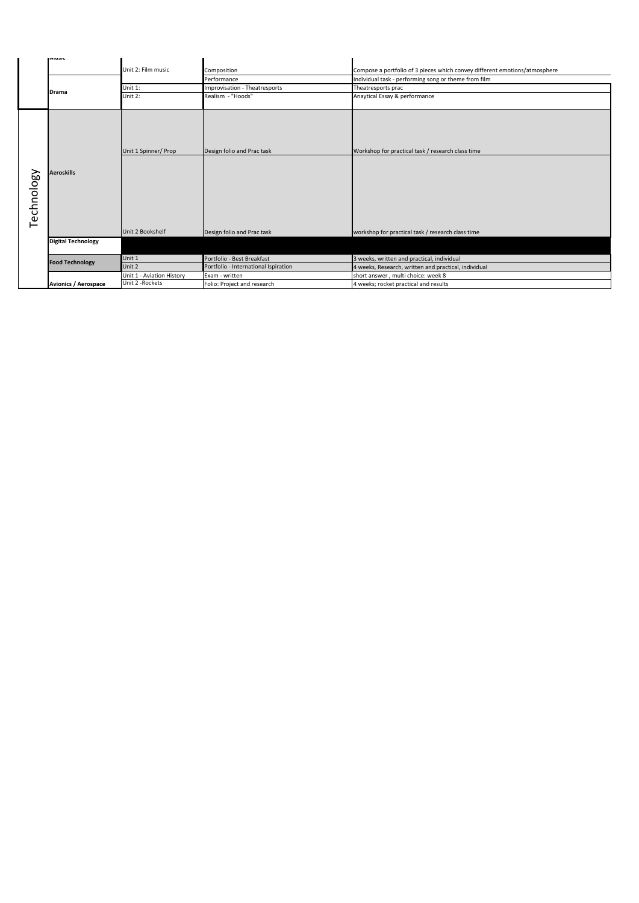| | | | | |
|---|---|---|---|---|
| | Music | Unit 2: Film music | Composition | Compose a portfolio of 3 pieces which convey different emotions/atmosphere |
| | | | Performance | Individual task - performing song or theme from film |
| | Drama | Unit 1: | Improvisation - Theatresports | Theatresports prac |
| | | Unit 2: | Realism - "Hoods" | Anaytical Essay & performance |
| Technology | Aeroskills | Unit 1 Spinner/ Prop | Design folio and Prac task | Workshop for practical task / research class time |
| | | Unit 2 Bookshelf | Design folio and Prac task | workshop for practical task / research class time |
| | Digital Technology | | | |
| | Food Technology | Unit 1 | Portfolio - Best Breakfast | 3 weeks, written and practical, individual |
| | | Unit 2 | Portfolio - International Ispiration | 4 weeks, Research, written and practical, individual |
| | Avionics / Aerospace | Unit 1 - Aviation History | Exam - written | short answer , multi choice: week 8 |
| | | Unit 2 -Rockets | Folio: Project and research | 4 weeks; rocket practical and results |